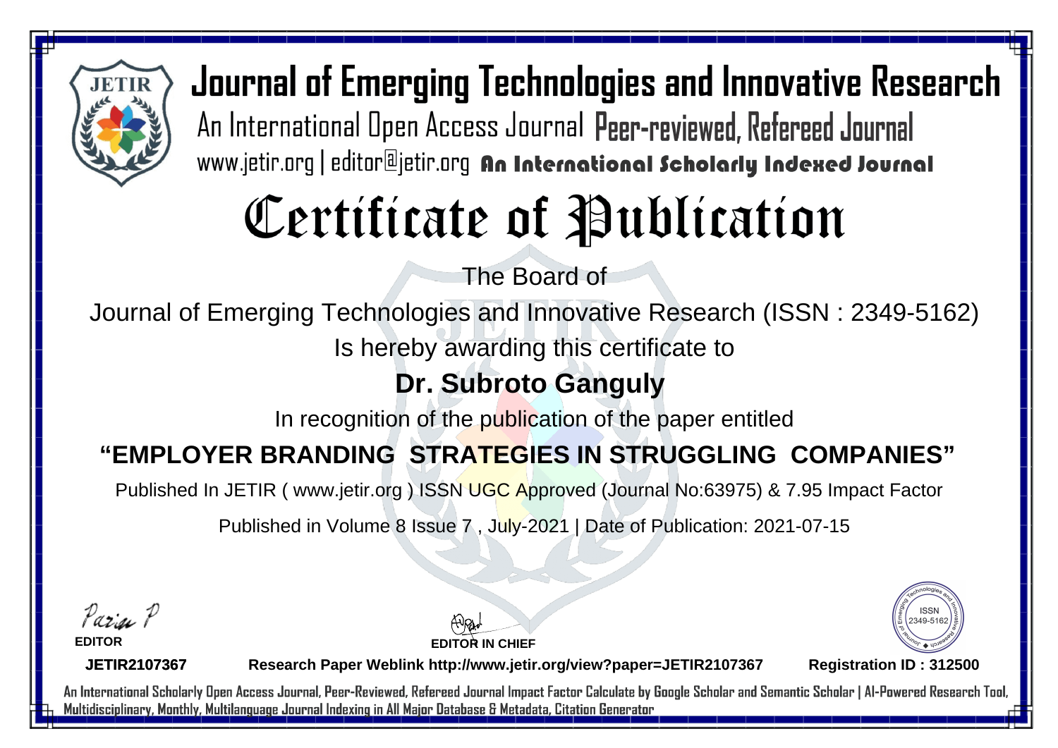# Journal of Emerging Technologies and Innovative Research

An International Open Access Journal Peer-reviewed, Refereed Journal

www.jetir.org | editor@jetir.org An International Scholarly Indexed Journal

# Certificate of Publication

The Board of

Journal of Emerging Technologies and Innovative Research (ISSN : 2349-5162)

Is hereby awarding this certificate to

## Dr. Subroto Ganguly

In recognition of the publication of the paper entitled

## "EMPLOYER BRANDING STRATEGIES IN STRUGGLING COMPANIES"

Published In JETIR ( www.jetir.org ) ISSN UGC Approved (Journal No:63975) & 7.95 Impact Factor

Published in Volume 8 Issue 7 , July-2021 | Date of Publication: 2021-07-15

**EDITOR**

**EDITOR IN CHIEF**

ISSN 2349-5162

**JETIR2107367** **Research Paper Weblink http://www.jetir.org/view?paper=JETIR2107367** **Registration ID : 312500**

An International Scholarly Open Access Journal, Peer-Reviewed, Refereed Journal Impact Factor Calculate by Google Scholar and Semantic Scholar | AI-Powered Research Tool, Multidisciplinary, Monthly, Multilanguage Journal Indexing in All Major Database & Metadata, Citation Generator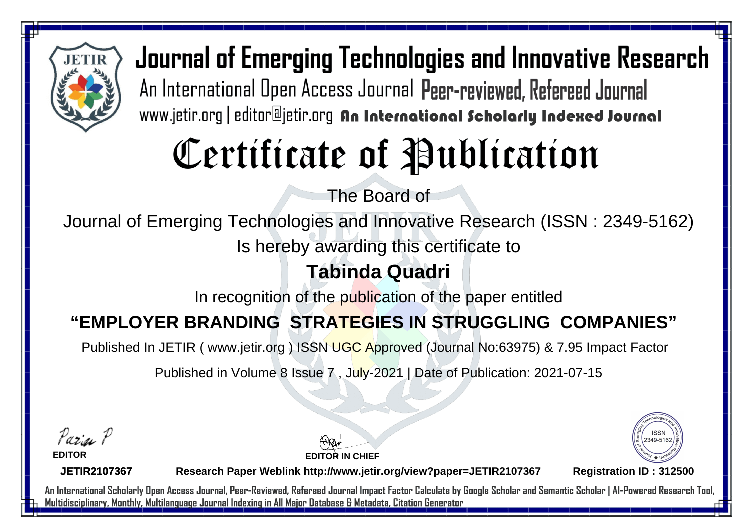# Journal of Emerging Technologies and Innovative Research

An International Open Access Journal Peer-reviewed, Refereed Journal

www.jetir.org | editor@jetir.org An International Scholarly Indexed Journal

# Certificate of Publication

The Board of

Journal of Emerging Technologies and Innovative Research (ISSN : 2349-5162)

Is hereby awarding this certificate to

## Tabinda Quadri

In recognition of the publication of the paper entitled

## "EMPLOYER BRANDING STRATEGIES IN STRUGGLING COMPANIES"

Published In JETIR ( www.jetir.org ) ISSN UGC Approved (Journal No:63975) & 7.95 Impact Factor

Published in Volume 8 Issue 7 , July-2021 | Date of Publication: 2021-07-15

**EDITOR**

**EDITOR IN CHIEF**

ISSN 2349-5162

**JETIR2107367** **Research Paper Weblink http://www.jetir.org/view?paper=JETIR2107367** **Registration ID : 312500**

An International Scholarly Open Access Journal, Peer-Reviewed, Refereed Journal Impact Factor Calculate by Google Scholar and Semantic Scholar | AI-Powered Research Tool, Multidisciplinary, Monthly, Multilanguage Journal Indexing in All Major Database & Metadata, Citation Generator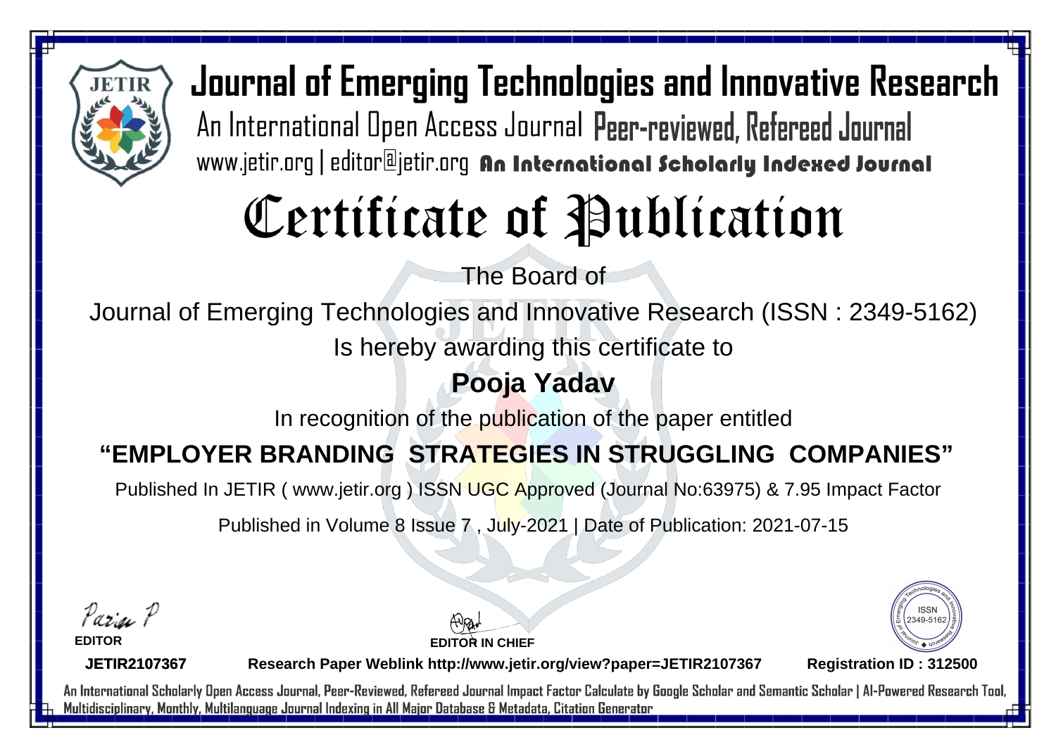# Journal of Emerging Technologies and Innovative Research

An International Open Access Journal Peer-reviewed, Refereed Journal

www.jetir.org | editor@jetir.org An International Scholarly Indexed Journal

# Certificate of Publication

The Board of

Journal of Emerging Technologies and Innovative Research (ISSN : 2349-5162)

Is hereby awarding this certificate to

## Pooja Yadav

In recognition of the publication of the paper entitled

## "EMPLOYER BRANDING STRATEGIES IN STRUGGLING COMPANIES"

Published In JETIR ( www.jetir.org ) ISSN UGC Approved (Journal No:63975) & 7.95 Impact Factor

Published in Volume 8 Issue 7 , July-2021 | Date of Publication: 2021-07-15

**EDITOR**

**EDITOR IN CHIEF**

ISSN 2349-5162

**JETIR2107367** **Research Paper Weblink http://www.jetir.org/view?paper=JETIR2107367** **Registration ID : 312500**

An International Scholarly Open Access Journal, Peer-Reviewed, Refereed Journal Impact Factor Calculate by Google Scholar and Semantic Scholar | AI-Powered Research Tool, Multidisciplinary, Monthly, Multilanguage Journal Indexing in All Major Database & Metadata, Citation Generator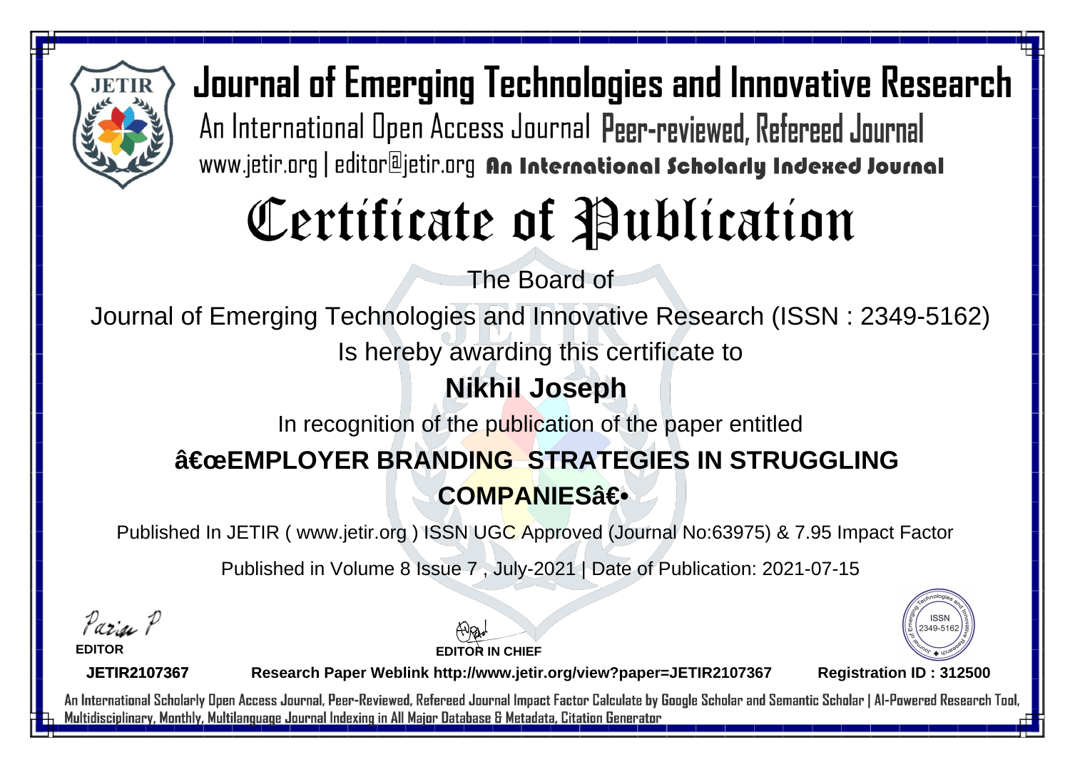# Journal of Emerging Technologies and Innovative Research

An International Open Access Journal Peer-reviewed, Refereed Journal

www.jetir.org | editor@jetir.org An International Scholarly Indexed Journal

# Certificate of Publication

The Board of

Journal of Emerging Technologies and Innovative Research (ISSN : 2349-5162)

Is hereby awarding this certificate to

## Nikhil Joseph

In recognition of the publication of the paper entitled

## â€œEMPLOYER BRANDING STRATEGIES IN STRUGGLING COMPANIESâ€•

Published In JETIR ( www.jetir.org ) ISSN UGC Approved (Journal No:63975) & 7.95 Impact Factor

Published in Volume 8 Issue 7 , July-2021 | Date of Publication: 2021-07-15

**EDITOR**

**EDITOR IN CHIEF**

ISSN 2349-5162

**JETIR2107367** **Research Paper Weblink http://www.jetir.org/view?paper=JETIR2107367** **Registration ID : 312500**

An International Scholarly Open Access Journal, Peer-Reviewed, Refereed Journal Impact Factor Calculate by Google Scholar and Semantic Scholar | AI-Powered Research Tool, Multidisciplinary, Monthly, Multilanguage Journal Indexing in All Major Database & Metadata, Citation Generator